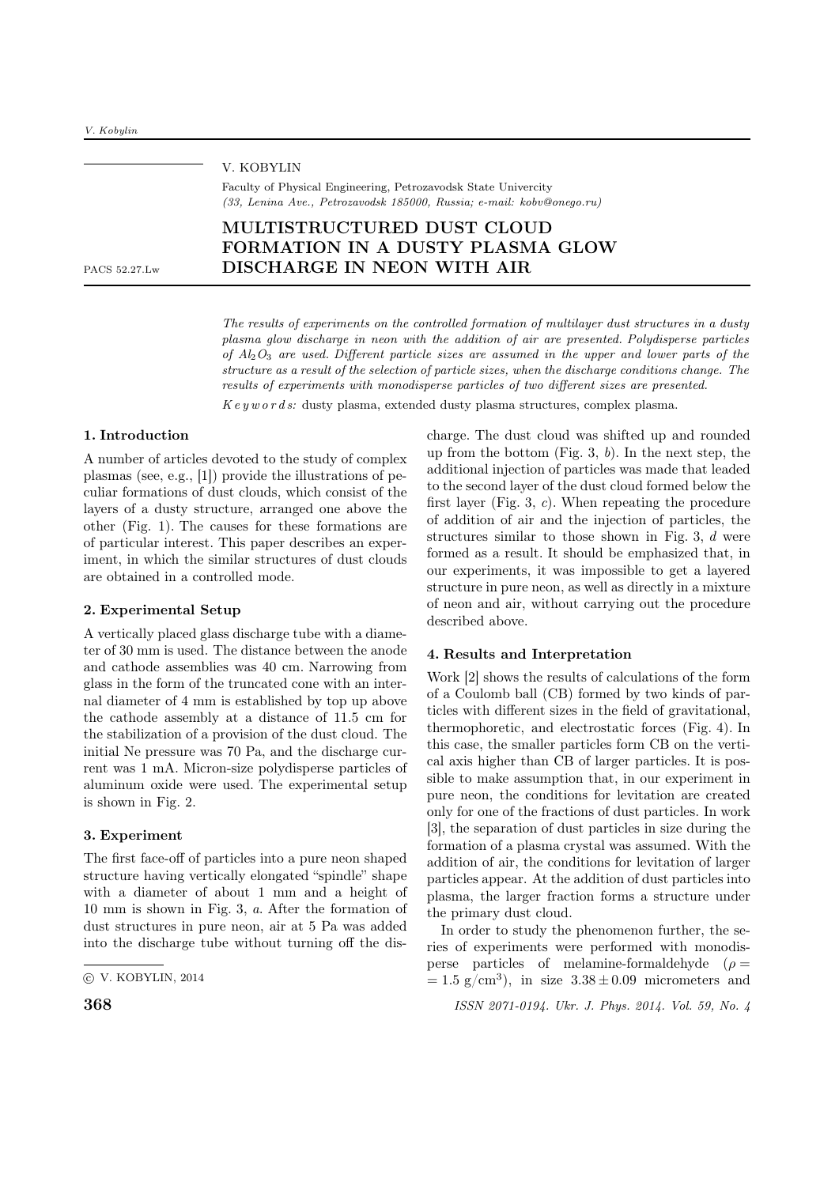V. KOBYLIN

Faculty of Physical Engineering, Petrozavodsk State Univercity
*(33, Lenina Ave., Petrozavodsk 185000, Russia; e-mail: kobv@onego.ru)*

PACS 52.27.Lw

# MULTISTRUCTURED DUST CLOUD FORMATION IN A DUSTY PLASMA GLOW DISCHARGE IN NEON WITH AIR

*The results of experiments on the controlled formation of multilayer dust structures in a dusty plasma glow discharge in neon with the addition of air are presented. Polydisperse particles of $Al_2O_3$ are used. Different particle sizes are assumed in the upper and lower parts of the structure as a result of the selection of particle sizes, when the discharge conditions change. The results of experiments with monodisperse particles of two different sizes are presented.*

*Keywords:* dusty plasma, extended dusty plasma structures, complex plasma.

## 1. Introduction

A number of articles devoted to the study of complex plasmas (see, e.g., [1]) provide the illustrations of peculiar formations of dust clouds, which consist of the layers of a dusty structure, arranged one above the other (Fig. 1). The causes for these formations are of particular interest. This paper describes an experiment, in which the similar structures of dust clouds are obtained in a controlled mode.

## 2. Experimental Setup

A vertically placed glass discharge tube with a diameter of 30 mm is used. The distance between the anode and cathode assemblies was 40 cm. Narrowing from glass in the form of the truncated cone with an internal diameter of 4 mm is established by top up above the cathode assembly at a distance of 11.5 cm for the stabilization of a provision of the dust cloud. The initial Ne pressure was 70 Pa, and the discharge current was 1 mA. Micron-size polydisperse particles of aluminum oxide were used. The experimental setup is shown in Fig. 2.

## 3. Experiment

The first face-off of particles into a pure neon shaped structure having vertically elongated "spindle" shape with a diameter of about 1 mm and a height of 10 mm is shown in Fig. 3, *a*. After the formation of dust structures in pure neon, air at 5 Pa was added into the discharge tube without turning off the discharge. The dust cloud was shifted up and rounded up from the bottom (Fig. 3, *b*). In the next step, the additional injection of particles was made that leaded to the second layer of the dust cloud formed below the first layer (Fig. 3, *c*). When repeating the procedure of addition of air and the injection of particles, the structures similar to those shown in Fig. 3, *d* were formed as a result. It should be emphasized that, in our experiments, it was impossible to get a layered structure in pure neon, as well as directly in a mixture of neon and air, without carrying out the procedure described above.

## 4. Results and Interpretation

Work [2] shows the results of calculations of the form of a Coulomb ball (CB) formed by two kinds of particles with different sizes in the field of gravitational, thermophoretic, and electrostatic forces (Fig. 4). In this case, the smaller particles form CB on the vertical axis higher than CB of larger particles. It is possible to make assumption that, in our experiment in pure neon, the conditions for levitation are created only for one of the fractions of dust particles. In work [3], the separation of dust particles in size during the formation of a plasma crystal was assumed. With the addition of air, the conditions for levitation of larger particles appear. At the addition of dust particles into plasma, the larger fraction forms a structure under the primary dust cloud.

In order to study the phenomenon further, the series of experiments were performed with monodisperse particles of melamine-formaldehyde ($\rho = 1.5$ g/cm$^3$), in size $3.38 \pm 0.09$ micrometers and

© V. KOBYLIN, 2014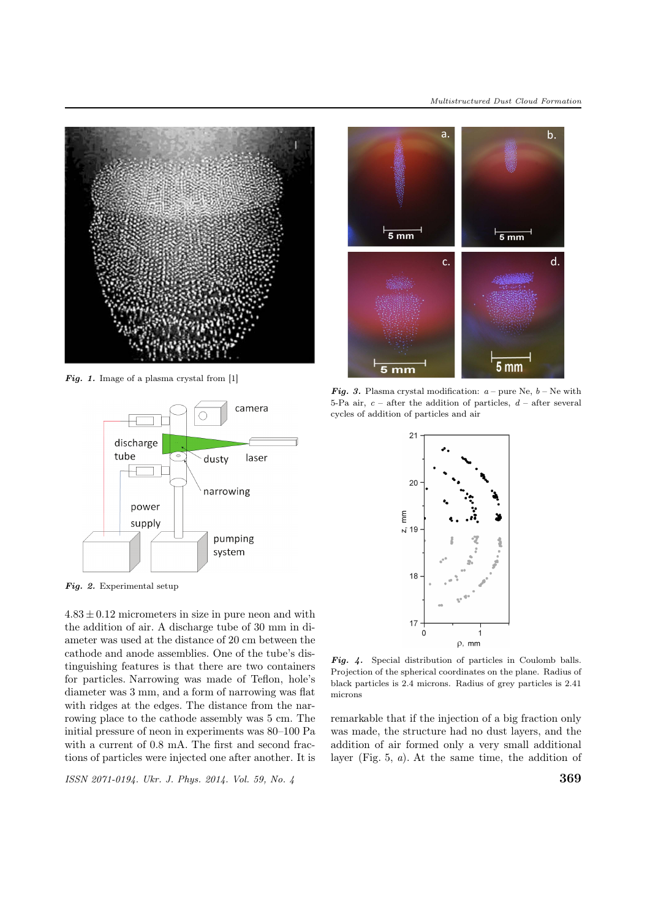*Fig. 1.* Image of a plasma crystal from [1]

*Fig. 2.* Experimental setup

$4.83 \pm 0.12$ micrometers in size in pure neon and with the addition of air. A discharge tube of 30 mm in diameter was used at the distance of 20 cm between the cathode and anode assemblies. One of the tube's distinguishing features is that there are two containers for particles. Narrowing was made of Teflon, hole's diameter was 3 mm, and a form of narrowing was flat with ridges at the edges. The distance from the narrowing place to the cathode assembly was 5 cm. The initial pressure of neon in experiments was 80–100 Pa with a current of 0.8 mA. The first and second fractions of particles were injected one after another. It is remarkable that if the injection of a big fraction only was made, the structure had no dust layers, and the addition of air formed only a very small additional layer (Fig. 5, *a*). At the same time, the addition of

*Fig. 3.* Plasma crystal modification: *a* – pure Ne, *b* – Ne with 5-Pa air, *c* – after the addition of particles, *d* – after several cycles of addition of particles and air

*Fig. 4.* Special distribution of particles in Coulomb balls. Projection of the spherical coordinates on the plane. Radius of black particles is 2.4 microns. Radius of grey particles is 2.41 microns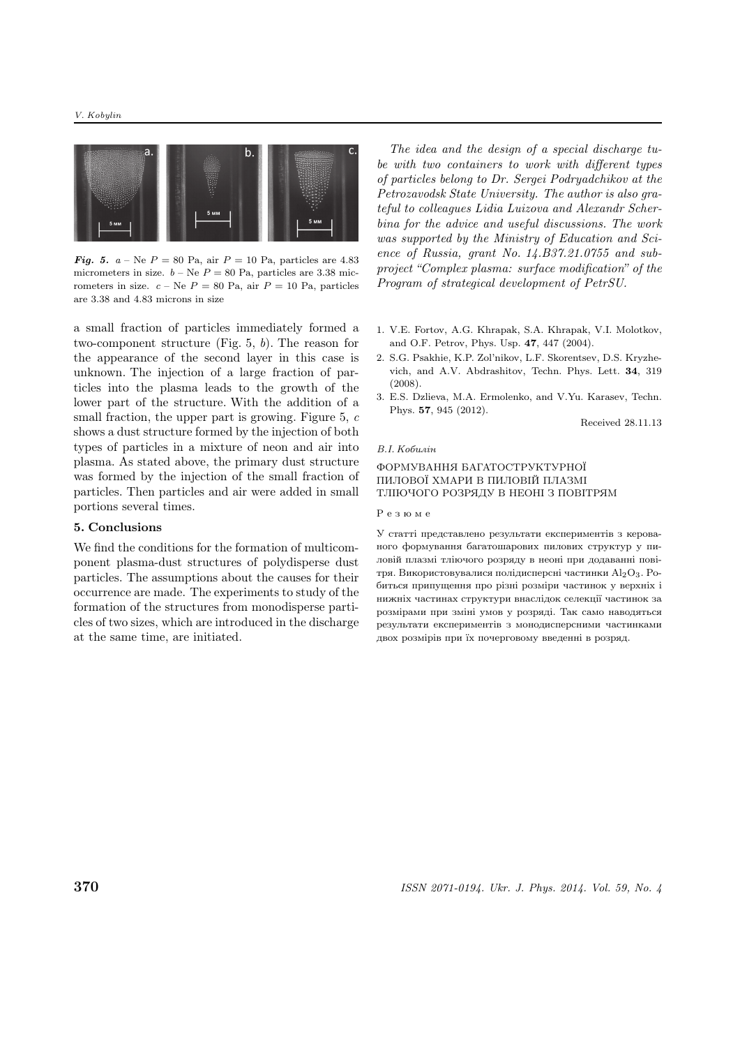*Fig. 5.* *a* – Ne $P = 80$ Pa, air $P = 10$ Pa, particles are 4.83 micrometers in size. *b* – Ne $P = 80$ Pa, particles are 3.38 micrometers in size. *c* – Ne $P = 80$ Pa, air $P = 10$ Pa, particles are 3.38 and 4.83 microns in size

a small fraction of particles immediately formed a two-component structure (Fig. 5, *b*). The reason for the appearance of the second layer in this case is unknown. The injection of a large fraction of particles into the plasma leads to the growth of the lower part of the structure. With the addition of a small fraction, the upper part is growing. Figure 5, *c* shows a dust structure formed by the injection of both types of particles in a mixture of neon and air into plasma. As stated above, the primary dust structure was formed by the injection of the small fraction of particles. Then particles and air were added in small portions several times.

## 5. Conclusions

We find the conditions for the formation of multicomponent plasma-dust structures of polydisperse dust particles. The assumptions about the causes for their occurrence are made. The experiments to study of the formation of the structures from monodisperse particles of two sizes, which are introduced in the discharge at the same time, are initiated.

*The idea and the design of a special discharge tube with two containers to work with different types of particles belong to Dr. Sergei Podryadchikov at the Petrozavodsk State University. The author is also grateful to colleagues Lidia Luizova and Alexandr Scherbina for the advice and useful discussions. The work was supported by the Ministry of Education and Science of Russia, grant No. 14.B37.21.0755 and subproject "Complex plasma: surface modification" of the Program of strategical development of PetrSU.*

1. V.E. Fortov, A.G. Khrapak, S.A. Khrapak, V.I. Molotkov, and O.F. Petrov, Phys. Usp. **47**, 447 (2004).
2. S.G. Psakhie, K.P. Zol'nikov, L.F. Skorentsev, D.S. Kryzhevich, and A.V. Abdrashitov, Techn. Phys. Lett. **34**, 319 (2008).
3. E.S. Dzlieva, M.A. Ermolenko, and V.Yu. Karasev, Techn. Phys. **57**, 945 (2012).

Received 28.11.13

*В.І. Кобилін*

ФОРМУВАННЯ БАГАТОСТРУКТУРНОЇ ПИЛОВОЇ ХМАРИ В ПИЛОВІЙ ПЛАЗМІ ТЛІЮЧОГО РОЗРЯДУ В НЕОНІ З ПОВІТРЯМ

Р е з ю м е

У статті представлено результати експериментів з керованого формування багатошарових пилових структур у пиловій плазмі тліючого розряду в неоні при додаванні повітря. Використовувалися полідисперсні частинки $Al_2O_3$. Робиться припущення про різні розміри частинок у верхніх і нижніх частинах структури внаслідок селекції частинок за розмірами при зміні умов у розряді. Так само наводяться результати експериментів з монодисперсними частинками двох розмірів при їх почерговому введенні в розряд.